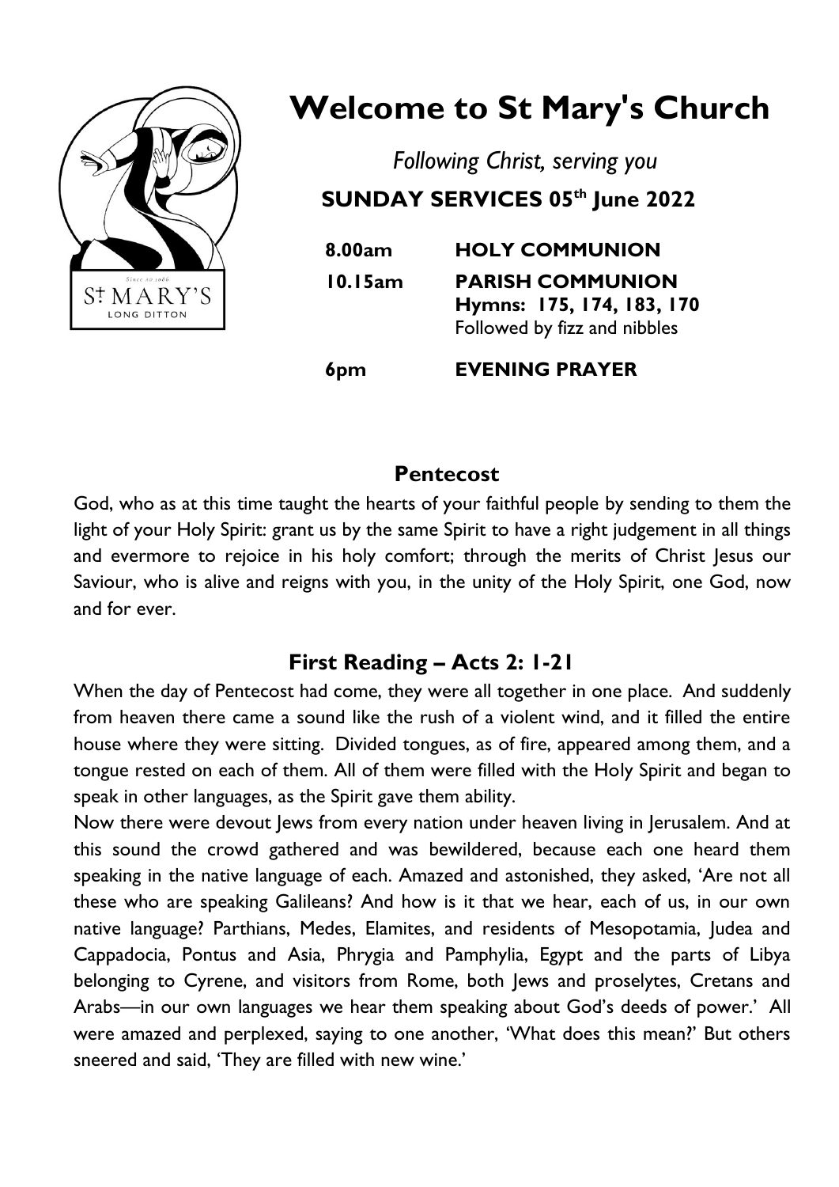# Welcome to St Mary's Church

*Following Christ, serving you*

**SUNDAY SERVICES 05th June 2022**

| | |
|---|---|
| **8.00am** | **HOLY COMMUNION** |
| **10.15am** | **PARISH COMMUNION** |
| | **Hymns: 175, 174, 183, 170** |
| | Followed by fizz and nibbles |
| **6pm** | **EVENING PRAYER** |

## Pentecost

God, who as at this time taught the hearts of your faithful people by sending to them the light of your Holy Spirit: grant us by the same Spirit to have a right judgement in all things and evermore to rejoice in his holy comfort; through the merits of Christ Jesus our Saviour, who is alive and reigns with you, in the unity of the Holy Spirit, one God, now and for ever.

## First Reading – Acts 2: 1-21

When the day of Pentecost had come, they were all together in one place. And suddenly from heaven there came a sound like the rush of a violent wind, and it filled the entire house where they were sitting. Divided tongues, as of fire, appeared among them, and a tongue rested on each of them. All of them were filled with the Holy Spirit and began to speak in other languages, as the Spirit gave them ability.

Now there were devout Jews from every nation under heaven living in Jerusalem. And at this sound the crowd gathered and was bewildered, because each one heard them speaking in the native language of each. Amazed and astonished, they asked, 'Are not all these who are speaking Galileans? And how is it that we hear, each of us, in our own native language? Parthians, Medes, Elamites, and residents of Mesopotamia, Judea and Cappadocia, Pontus and Asia, Phrygia and Pamphylia, Egypt and the parts of Libya belonging to Cyrene, and visitors from Rome, both Jews and proselytes, Cretans and Arabs—in our own languages we hear them speaking about God's deeds of power.' All were amazed and perplexed, saying to one another, 'What does this mean?' But others sneered and said, 'They are filled with new wine.'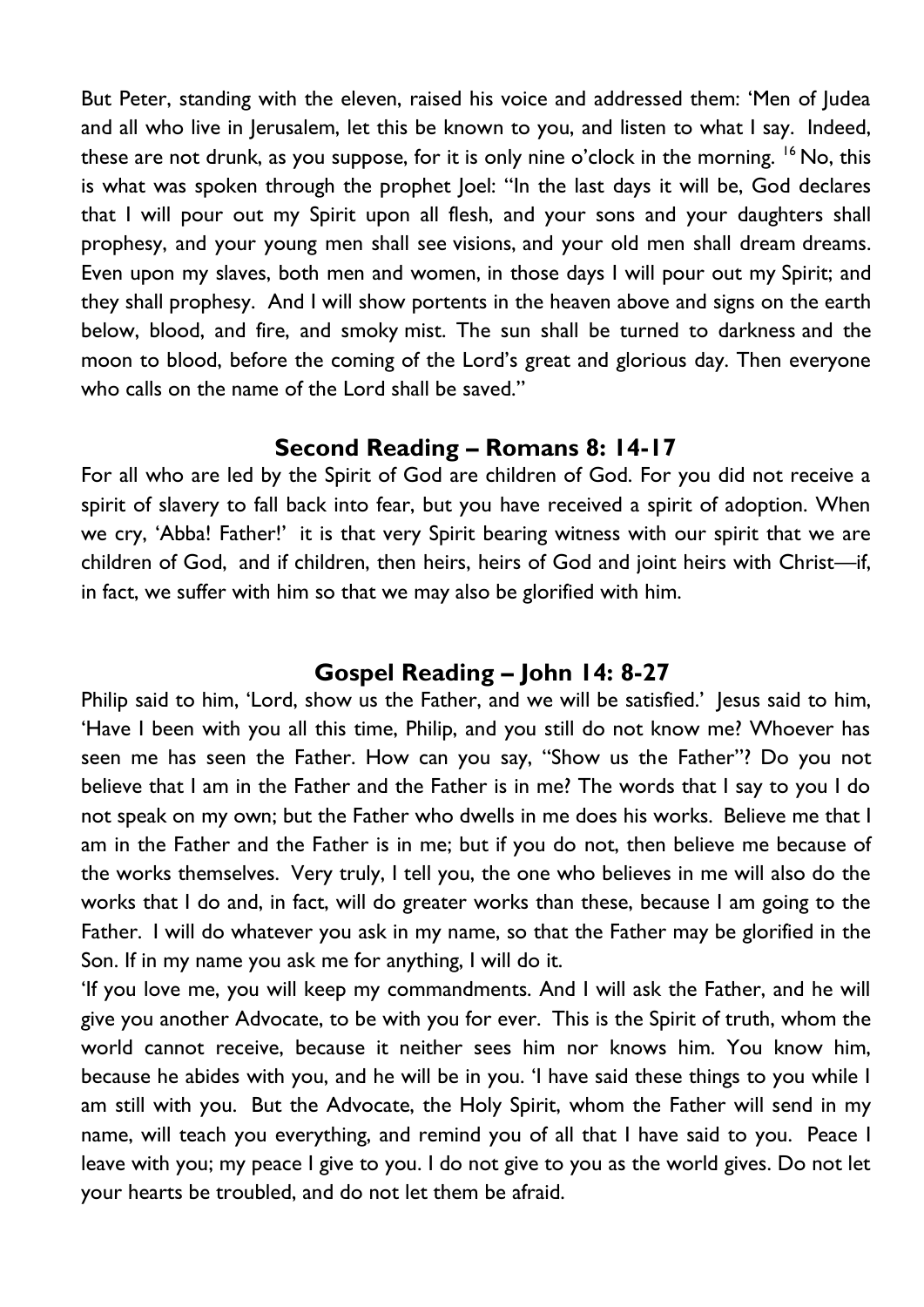But Peter, standing with the eleven, raised his voice and addressed them: 'Men of Judea and all who live in Jerusalem, let this be known to you, and listen to what I say. Indeed, these are not drunk, as you suppose, for it is only nine o'clock in the morning. [16] No, this is what was spoken through the prophet Joel: "In the last days it will be, God declares that I will pour out my Spirit upon all flesh, and your sons and your daughters shall prophesy, and your young men shall see visions, and your old men shall dream dreams. Even upon my slaves, both men and women, in those days I will pour out my Spirit; and they shall prophesy. And I will show portents in the heaven above and signs on the earth below, blood, and fire, and smoky mist. The sun shall be turned to darkness and the moon to blood, before the coming of the Lord's great and glorious day. Then everyone who calls on the name of the Lord shall be saved."

## Second Reading – Romans 8: 14-17

For all who are led by the Spirit of God are children of God. For you did not receive a spirit of slavery to fall back into fear, but you have received a spirit of adoption. When we cry, 'Abba! Father!' it is that very Spirit bearing witness with our spirit that we are children of God, and if children, then heirs, heirs of God and joint heirs with Christ—if, in fact, we suffer with him so that we may also be glorified with him.

## Gospel Reading – John 14: 8-27

Philip said to him, 'Lord, show us the Father, and we will be satisfied.' Jesus said to him, 'Have I been with you all this time, Philip, and you still do not know me? Whoever has seen me has seen the Father. How can you say, "Show us the Father"? Do you not believe that I am in the Father and the Father is in me? The words that I say to you I do not speak on my own; but the Father who dwells in me does his works. Believe me that I am in the Father and the Father is in me; but if you do not, then believe me because of the works themselves. Very truly, I tell you, the one who believes in me will also do the works that I do and, in fact, will do greater works than these, because I am going to the Father. I will do whatever you ask in my name, so that the Father may be glorified in the Son. If in my name you ask me for anything, I will do it.

'If you love me, you will keep my commandments. And I will ask the Father, and he will give you another Advocate, to be with you for ever. This is the Spirit of truth, whom the world cannot receive, because it neither sees him nor knows him. You know him, because he abides with you, and he will be in you. 'I have said these things to you while I am still with you. But the Advocate, the Holy Spirit, whom the Father will send in my name, will teach you everything, and remind you of all that I have said to you. Peace I leave with you; my peace I give to you. I do not give to you as the world gives. Do not let your hearts be troubled, and do not let them be afraid.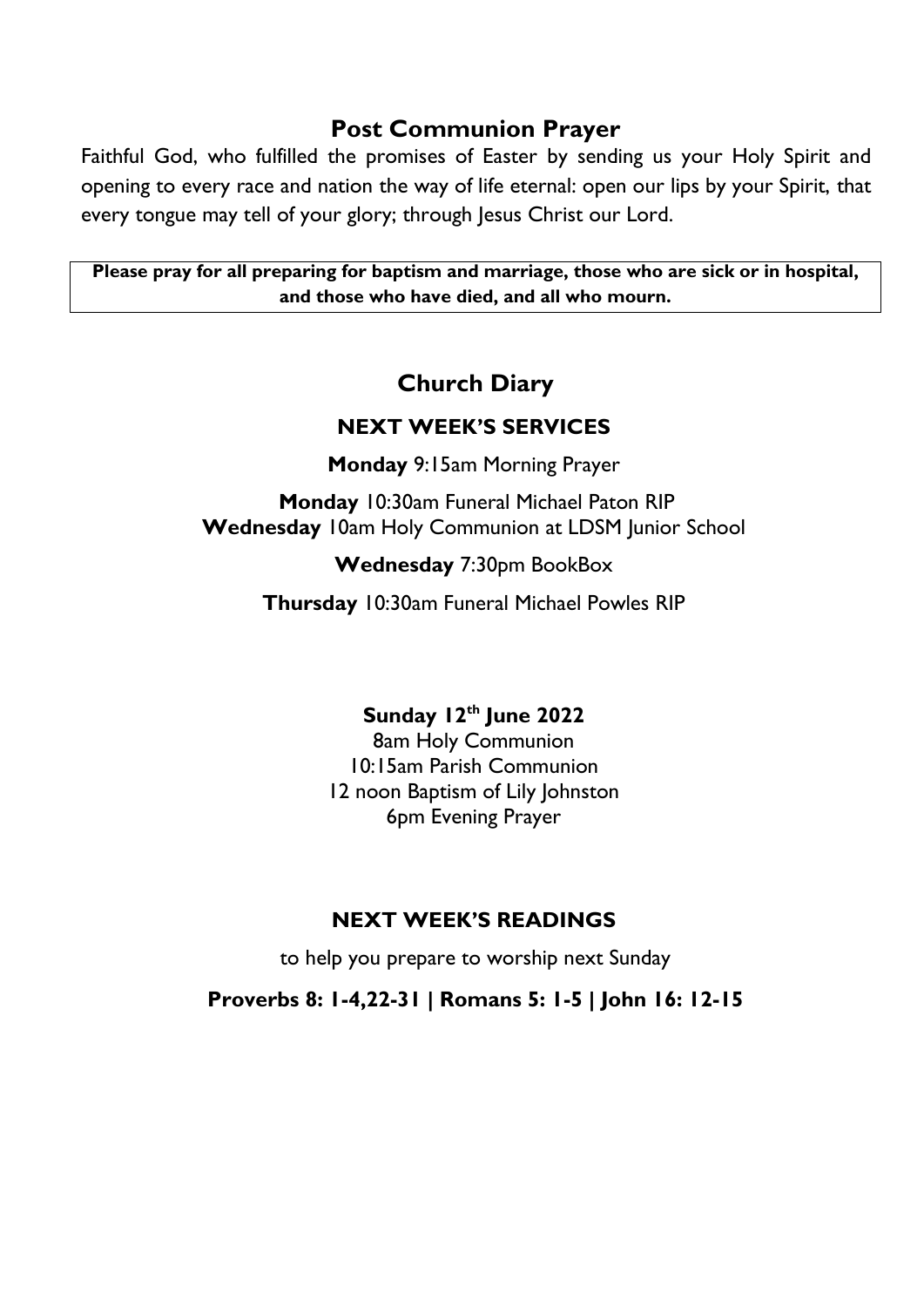## Post Communion Prayer

Faithful God, who fulfilled the promises of Easter by sending us your Holy Spirit and opening to every race and nation the way of life eternal: open our lips by your Spirit, that every tongue may tell of your glory; through Jesus Christ our Lord.

**Please pray for all preparing for baptism and marriage, those who are sick or in hospital, and those who have died, and all who mourn.**

## Church Diary

### NEXT WEEK'S SERVICES

**Monday** 9:15am Morning Prayer

**Monday** 10:30am Funeral Michael Paton RIP
**Wednesday** 10am Holy Communion at LDSM Junior School

**Wednesday** 7:30pm BookBox

**Thursday** 10:30am Funeral Michael Powles RIP

**Sunday 12th June 2022**
8am Holy Communion
10:15am Parish Communion
12 noon Baptism of Lily Johnston
6pm Evening Prayer

### NEXT WEEK'S READINGS

to help you prepare to worship next Sunday

**Proverbs 8: 1-4,22-31 | Romans 5: 1-5 | John 16: 12-15**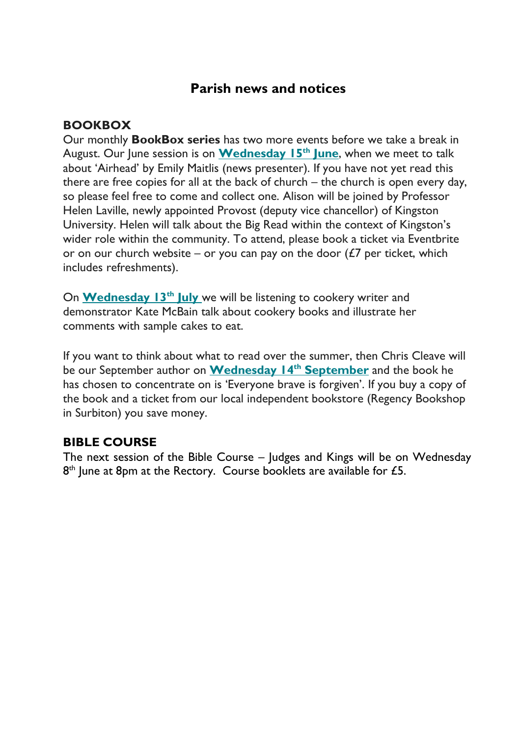## Parish news and notices

### BOOKBOX

Our monthly **BookBox series** has two more events before we take a break in August. Our June session is on **Wednesday 15th June**, when we meet to talk about 'Airhead' by Emily Maitlis (news presenter). If you have not yet read this there are free copies for all at the back of church – the church is open every day, so please feel free to come and collect one. Alison will be joined by Professor Helen Laville, newly appointed Provost (deputy vice chancellor) of Kingston University. Helen will talk about the Big Read within the context of Kingston's wider role within the community. To attend, please book a ticket via Eventbrite or on our church website – or you can pay on the door (£7 per ticket, which includes refreshments).

On **Wednesday 13th July** we will be listening to cookery writer and demonstrator Kate McBain talk about cookery books and illustrate her comments with sample cakes to eat.

If you want to think about what to read over the summer, then Chris Cleave will be our September author on **Wednesday 14th September** and the book he has chosen to concentrate on is 'Everyone brave is forgiven'. If you buy a copy of the book and a ticket from our local independent bookstore (Regency Bookshop in Surbiton) you save money.

### BIBLE COURSE

The next session of the Bible Course – Judges and Kings will be on Wednesday 8th June at 8pm at the Rectory. Course booklets are available for £5.